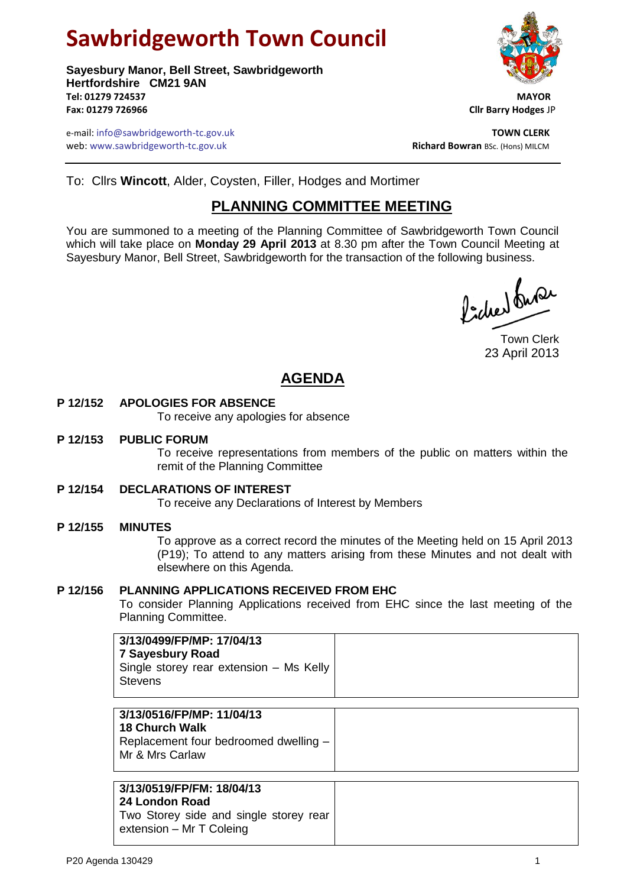# Sawbridgeworth Town Council

**Sayesbury Manor, Bell Street, Sawbridgeworth**
**Hertfordshire CM21 9AN**
**Tel: 01279 724537**
**Fax: 01279 726966**

**MAYOR**
**Cllr Barry Hodges** JP

e-mail: info@sawbridgeworth-tc.gov.uk
web: www.sawbridgeworth-tc.gov.uk

**TOWN CLERK**
**Richard Bowran** BSc. (Hons) MILCM

To: Cllrs **Wincott**, Alder, Coysten, Filler, Hodges and Mortimer

## PLANNING COMMITTEE MEETING

You are summoned to a meeting of the Planning Committee of Sawbridgeworth Town Council which will take place on **Monday 29 April 2013** at 8.30 pm after the Town Council Meeting at Sayesbury Manor, Bell Street, Sawbridgeworth for the transaction of the following business.

Town Clerk
23 April 2013

## AGENDA

**P 12/152 APOLOGIES FOR ABSENCE**
To receive any apologies for absence

**P 12/153 PUBLIC FORUM**
To receive representations from members of the public on matters within the remit of the Planning Committee

**P 12/154 DECLARATIONS OF INTEREST**
To receive any Declarations of Interest by Members

**P 12/155 MINUTES**
To approve as a correct record the minutes of the Meeting held on 15 April 2013 (P19); To attend to any matters arising from these Minutes and not dealt with elsewhere on this Agenda.

**P 12/156 PLANNING APPLICATIONS RECEIVED FROM EHC**
To consider Planning Applications received from EHC since the last meeting of the Planning Committee.

| | |
|---|---|
| **3/13/0499/FP/MP: 17/04/13**<br>**7 Sayesbury Road**<br>Single storey rear extension – Ms Kelly Stevens | |
| **3/13/0516/FP/MP: 11/04/13**<br>**18 Church Walk**<br>Replacement four bedroomed dwelling – Mr & Mrs Carlaw | |
| **3/13/0519/FP/FM: 18/04/13**<br>**24 London Road**<br>Two Storey side and single storey rear extension – Mr T Coleing | |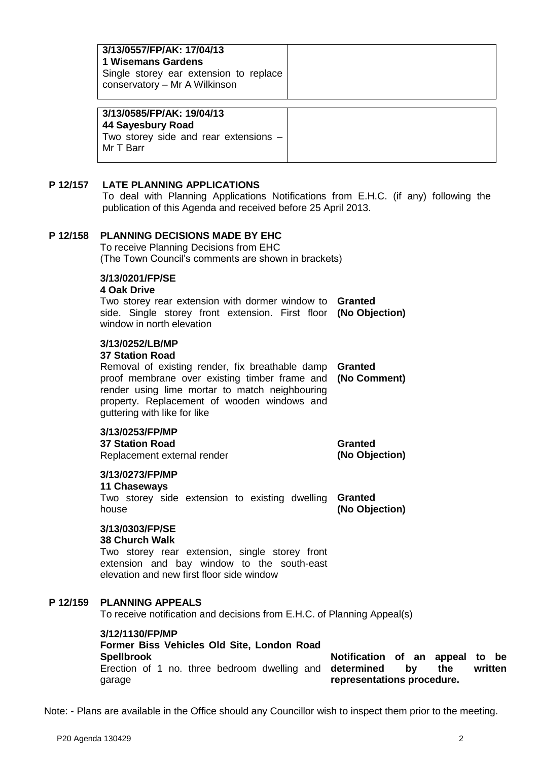| | |
|---|---|
| **3/13/0557/FP/AK: 17/04/13**<br>**1 Wisemans Gardens**<br>Single storey ear extension to replace conservatory – Mr A Wilkinson | |

| | |
|---|---|
| **3/13/0585/FP/AK: 19/04/13**<br>**44 Sayesbury Road**<br>Two storey side and rear extensions – Mr T Barr | |

## P 12/157 LATE PLANNING APPLICATIONS

To deal with Planning Applications Notifications from E.H.C. (if any) following the publication of this Agenda and received before 25 April 2013.

## P 12/158 PLANNING DECISIONS MADE BY EHC

To receive Planning Decisions from EHC
(The Town Council's comments are shown in brackets)

| | |
|---|---|
| **3/13/0201/FP/SE**<br>**4 Oak Drive**<br>Two storey rear extension with dormer window to side. Single storey front extension. First floor window in north elevation | **Granted**<br>**(No Objection)** |
| **3/13/0252/LB/MP**<br>**37 Station Road**<br>Removal of existing render, fix breathable damp proof membrane over existing timber frame and render using lime mortar to match neighbouring property. Replacement of wooden windows and guttering with like for like | **Granted**<br>**(No Comment)** |
| **3/13/0253/FP/MP**<br>**37 Station Road**<br>Replacement external render | **Granted**<br>**(No Objection)** |
| **3/13/0273/FP/MP**<br>**11 Chaseways**<br>Two storey side extension to existing dwelling house | **Granted**<br>**(No Objection)** |
| **3/13/0303/FP/SE**<br>**38 Church Walk**<br>Two storey rear extension, single storey front extension and bay window to the south-east elevation and new first floor side window | |

## P 12/159 PLANNING APPEALS

To receive notification and decisions from E.H.C. of Planning Appeal(s)

| | |
|---|---|
| **3/12/1130/FP/MP**<br>**Former Biss Vehicles Old Site, London Road Spellbrook**<br>Erection of 1 no. three bedroom dwelling and garage | **Notification of an appeal to be determined by the written representations procedure.** |

Note: - Plans are available in the Office should any Councillor wish to inspect them prior to the meeting.